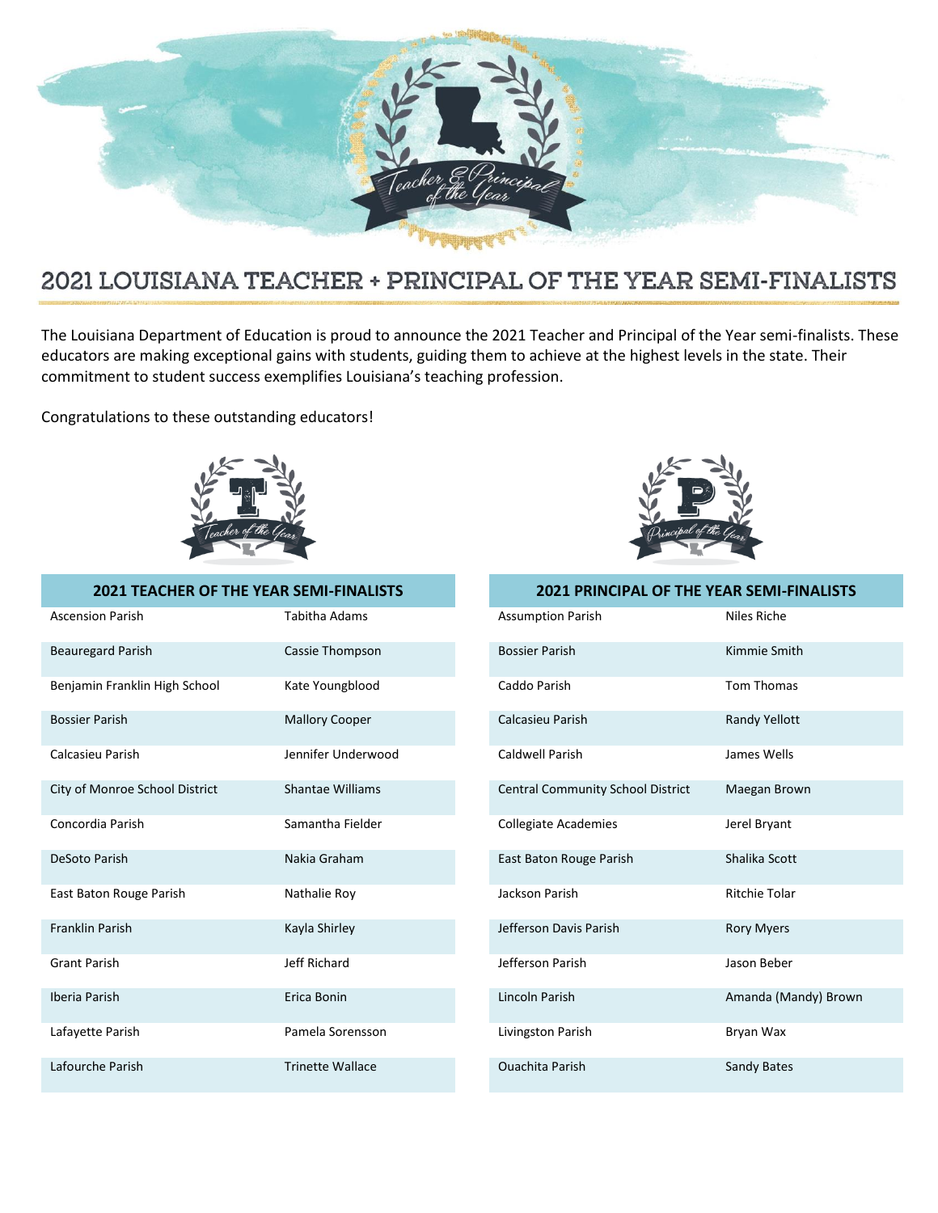# 2021 LOUISIANA TEACHER + PRINCIPAL OF THE YEAR SEMI-FINALISTS

The Louisiana Department of Education is proud to announce the 2021 Teacher and Principal of the Year semi-finalists. These educators are making exceptional gains with students, guiding them to achieve at the highest levels in the state. Their commitment to student success exemplifies Louisiana's teaching profession.

Congratulations to these outstanding educators!

| 2021 TEACHER OF THE YEAR SEMI-FINALISTS | |
|---|---|
| Ascension Parish | Tabitha Adams |
| Beauregard Parish | Cassie Thompson |
| Benjamin Franklin High School | Kate Youngblood |
| Bossier Parish | Mallory Cooper |
| Calcasieu Parish | Jennifer Underwood |
| City of Monroe School District | Shantae Williams |
| Concordia Parish | Samantha Fielder |
| DeSoto Parish | Nakia Graham |
| East Baton Rouge Parish | Nathalie Roy |
| Franklin Parish | Kayla Shirley |
| Grant Parish | Jeff Richard |
| Iberia Parish | Erica Bonin |
| Lafayette Parish | Pamela Sorensson |
| Lafourche Parish | Trinette Wallace |

| 2021 PRINCIPAL OF THE YEAR SEMI-FINALISTS | |
|---|---|
| Assumption Parish | Niles Riche |
| Bossier Parish | Kimmie Smith |
| Caddo Parish | Tom Thomas |
| Calcasieu Parish | Randy Yellott |
| Caldwell Parish | James Wells |
| Central Community School District | Maegan Brown |
| Collegiate Academies | Jerel Bryant |
| East Baton Rouge Parish | Shalika Scott |
| Jackson Parish | Ritchie Tolar |
| Jefferson Davis Parish | Rory Myers |
| Jefferson Parish | Jason Beber |
| Lincoln Parish | Amanda (Mandy) Brown |
| Livingston Parish | Bryan Wax |
| Ouachita Parish | Sandy Bates |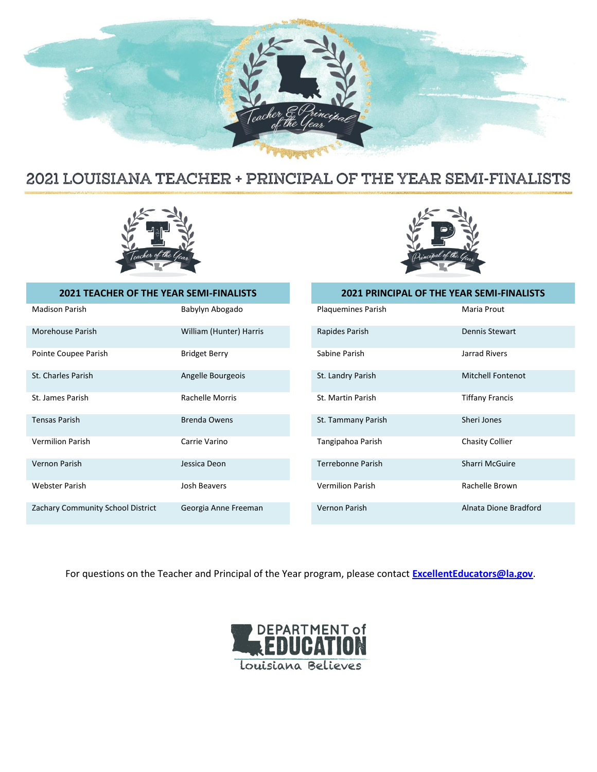# 2021 LOUISIANA TEACHER + PRINCIPAL OF THE YEAR SEMI-FINALISTS

| 2021 TEACHER OF THE YEAR SEMI-FINALISTS | |
|---|---|
| Madison Parish | Babylyn Abogado |
| Morehouse Parish | William (Hunter) Harris |
| Pointe Coupee Parish | Bridget Berry |
| St. Charles Parish | Angelle Bourgeois |
| St. James Parish | Rachelle Morris |
| Tensas Parish | Brenda Owens |
| Vermilion Parish | Carrie Varino |
| Vernon Parish | Jessica Deon |
| Webster Parish | Josh Beavers |
| Zachary Community School District | Georgia Anne Freeman |

| 2021 PRINCIPAL OF THE YEAR SEMI-FINALISTS | |
|---|---|
| Plaquemines Parish | Maria Prout |
| Rapides Parish | Dennis Stewart |
| Sabine Parish | Jarrad Rivers |
| St. Landry Parish | Mitchell Fontenot |
| St. Martin Parish | Tiffany Francis |
| St. Tammany Parish | Sheri Jones |
| Tangipahoa Parish | Chasity Collier |
| Terrebonne Parish | Sharri McGuire |
| Vermilion Parish | Rachelle Brown |
| Vernon Parish | Alnata Dione Bradford |

For questions on the Teacher and Principal of the Year program, please contact **ExcellentEducators@la.gov**.

DEPARTMENT of EDUCATION
Louisiana Believes